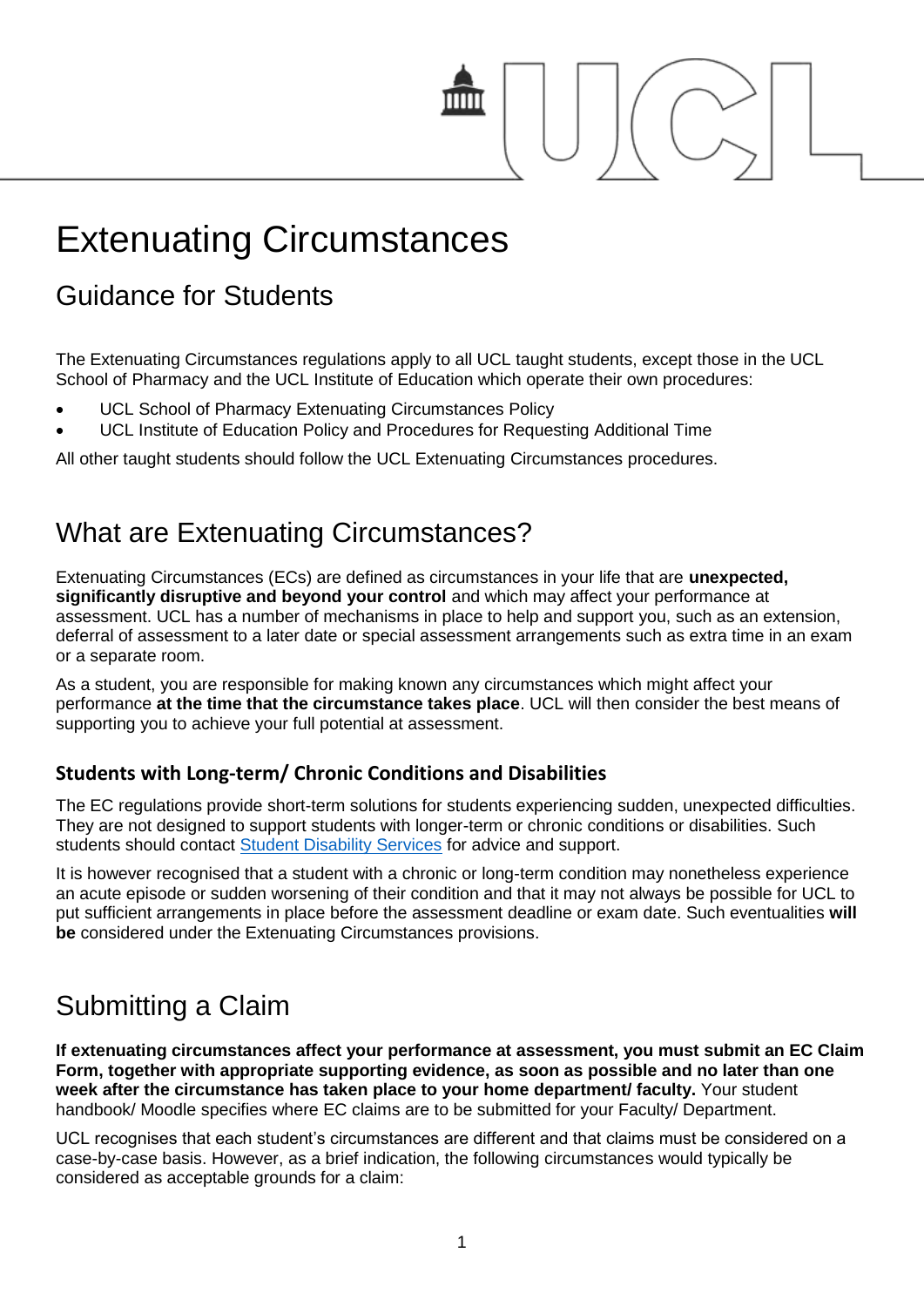# Extenuating Circumstances

## Guidance for Students

The Extenuating Circumstances regulations apply to all UCL taught students, except those in the UCL School of Pharmacy and the UCL Institute of Education which operate their own procedures:

- UCL School of Pharmacy Extenuating Circumstances Policy
- UCL Institute of Education Policy and Procedures for Requesting Additional Time

All other taught students should follow the UCL Extenuating Circumstances procedures.

## What are Extenuating Circumstances?

Extenuating Circumstances (ECs) are defined as circumstances in your life that are **unexpected, significantly disruptive and beyond your control** and which may affect your performance at assessment. UCL has a number of mechanisms in place to help and support you, such as an extension, deferral of assessment to a later date or special assessment arrangements such as extra time in an exam or a separate room.

As a student, you are responsible for making known any circumstances which might affect your performance **at the time that the circumstance takes place**. UCL will then consider the best means of supporting you to achieve your full potential at assessment.

### Students with Long-term/ Chronic Conditions and Disabilities

The EC regulations provide short-term solutions for students experiencing sudden, unexpected difficulties. They are not designed to support students with longer-term or chronic conditions or disabilities. Such students should contact Student Disability Services for advice and support.

It is however recognised that a student with a chronic or long-term condition may nonetheless experience an acute episode or sudden worsening of their condition and that it may not always be possible for UCL to put sufficient arrangements in place before the assessment deadline or exam date. Such eventualities **will be** considered under the Extenuating Circumstances provisions.

## Submitting a Claim

**If extenuating circumstances affect your performance at assessment, you must submit an EC Claim Form, together with appropriate supporting evidence, as soon as possible and no later than one week after the circumstance has taken place to your home department/ faculty.** Your student handbook/ Moodle specifies where EC claims are to be submitted for your Faculty/ Department.

UCL recognises that each student's circumstances are different and that claims must be considered on a case-by-case basis. However, as a brief indication, the following circumstances would typically be considered as acceptable grounds for a claim: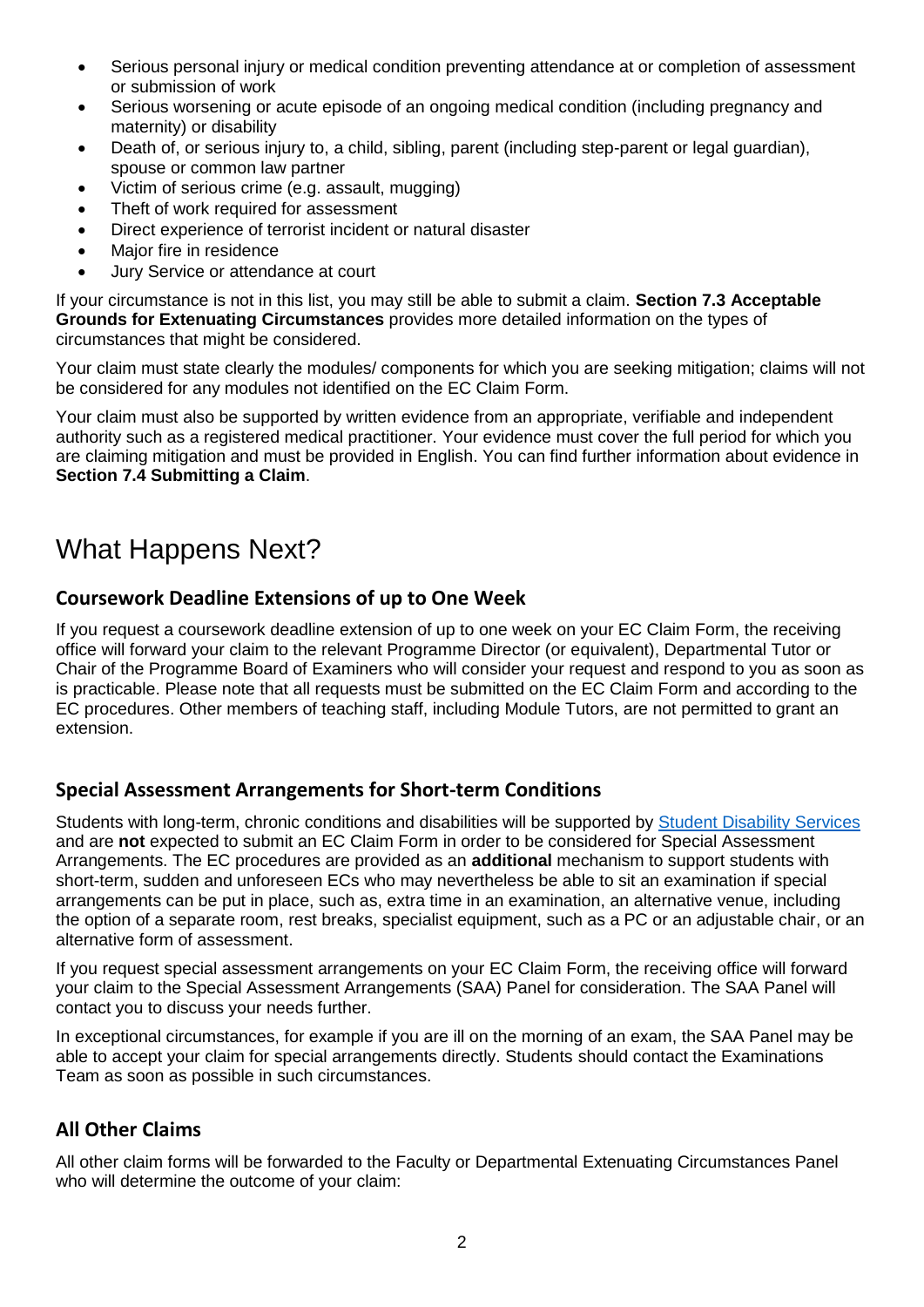- Serious personal injury or medical condition preventing attendance at or completion of assessment or submission of work
- Serious worsening or acute episode of an ongoing medical condition (including pregnancy and maternity) or disability
- Death of, or serious injury to, a child, sibling, parent (including step-parent or legal guardian), spouse or common law partner
- Victim of serious crime (e.g. assault, mugging)
- Theft of work required for assessment
- Direct experience of terrorist incident or natural disaster
- Major fire in residence
- Jury Service or attendance at court

If your circumstance is not in this list, you may still be able to submit a claim. **Section 7.3 Acceptable Grounds for Extenuating Circumstances** provides more detailed information on the types of circumstances that might be considered.

Your claim must state clearly the modules/ components for which you are seeking mitigation; claims will not be considered for any modules not identified on the EC Claim Form.

Your claim must also be supported by written evidence from an appropriate, verifiable and independent authority such as a registered medical practitioner. Your evidence must cover the full period for which you are claiming mitigation and must be provided in English. You can find further information about evidence in **Section 7.4 Submitting a Claim**.

# What Happens Next?

## Coursework Deadline Extensions of up to One Week

If you request a coursework deadline extension of up to one week on your EC Claim Form, the receiving office will forward your claim to the relevant Programme Director (or equivalent), Departmental Tutor or Chair of the Programme Board of Examiners who will consider your request and respond to you as soon as is practicable. Please note that all requests must be submitted on the EC Claim Form and according to the EC procedures. Other members of teaching staff, including Module Tutors, are not permitted to grant an extension.

## Special Assessment Arrangements for Short-term Conditions

Students with long-term, chronic conditions and disabilities will be supported by Student Disability Services and are **not** expected to submit an EC Claim Form in order to be considered for Special Assessment Arrangements. The EC procedures are provided as an **additional** mechanism to support students with short-term, sudden and unforeseen ECs who may nevertheless be able to sit an examination if special arrangements can be put in place, such as, extra time in an examination, an alternative venue, including the option of a separate room, rest breaks, specialist equipment, such as a PC or an adjustable chair, or an alternative form of assessment.

If you request special assessment arrangements on your EC Claim Form, the receiving office will forward your claim to the Special Assessment Arrangements (SAA) Panel for consideration. The SAA Panel will contact you to discuss your needs further.

In exceptional circumstances, for example if you are ill on the morning of an exam, the SAA Panel may be able to accept your claim for special arrangements directly. Students should contact the Examinations Team as soon as possible in such circumstances.

## All Other Claims

All other claim forms will be forwarded to the Faculty or Departmental Extenuating Circumstances Panel who will determine the outcome of your claim: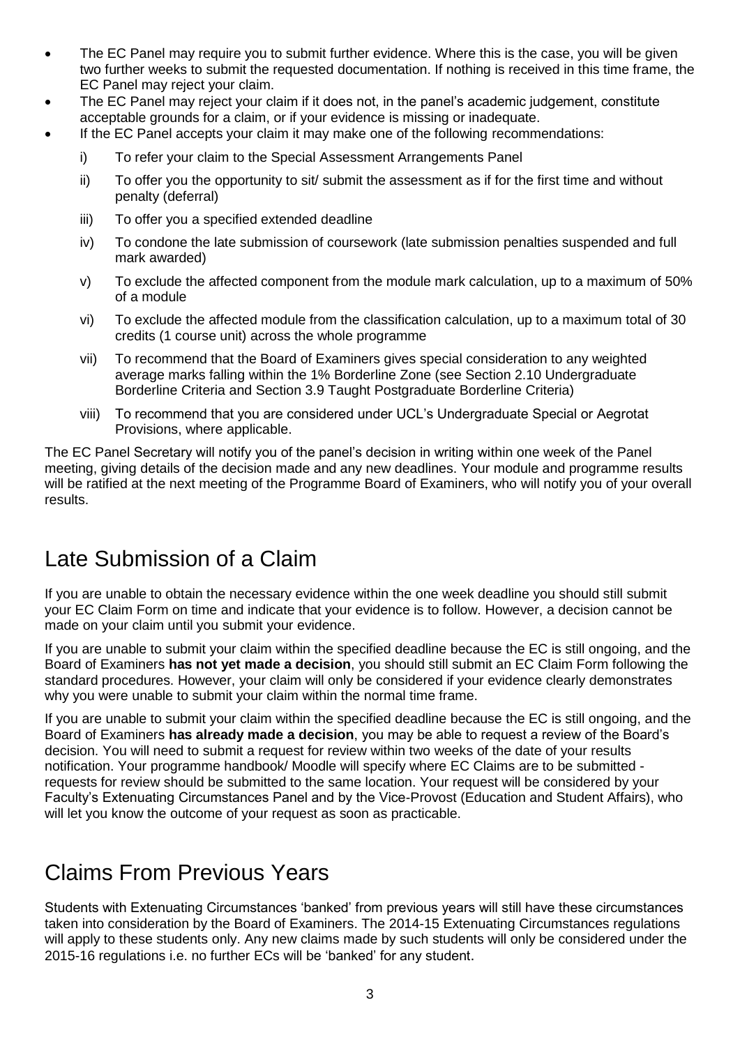- The EC Panel may require you to submit further evidence. Where this is the case, you will be given two further weeks to submit the requested documentation. If nothing is received in this time frame, the EC Panel may reject your claim.
- The EC Panel may reject your claim if it does not, in the panel's academic judgement, constitute acceptable grounds for a claim, or if your evidence is missing or inadequate.
- If the EC Panel accepts your claim it may make one of the following recommendations:
    - i) To refer your claim to the Special Assessment Arrangements Panel
    - ii) To offer you the opportunity to sit/ submit the assessment as if for the first time and without penalty (deferral)
    - iii) To offer you a specified extended deadline
    - iv) To condone the late submission of coursework (late submission penalties suspended and full mark awarded)
    - v) To exclude the affected component from the module mark calculation, up to a maximum of 50% of a module
    - vi) To exclude the affected module from the classification calculation, up to a maximum total of 30 credits (1 course unit) across the whole programme
    - vii) To recommend that the Board of Examiners gives special consideration to any weighted average marks falling within the 1% Borderline Zone (see Section 2.10 Undergraduate Borderline Criteria and Section 3.9 Taught Postgraduate Borderline Criteria)
    - viii) To recommend that you are considered under UCL's Undergraduate Special or Aegrotat Provisions, where applicable.

The EC Panel Secretary will notify you of the panel's decision in writing within one week of the Panel meeting, giving details of the decision made and any new deadlines. Your module and programme results will be ratified at the next meeting of the Programme Board of Examiners, who will notify you of your overall results.

## Late Submission of a Claim

If you are unable to obtain the necessary evidence within the one week deadline you should still submit your EC Claim Form on time and indicate that your evidence is to follow. However, a decision cannot be made on your claim until you submit your evidence.

If you are unable to submit your claim within the specified deadline because the EC is still ongoing, and the Board of Examiners **has not yet made a decision**, you should still submit an EC Claim Form following the standard procedures. However, your claim will only be considered if your evidence clearly demonstrates why you were unable to submit your claim within the normal time frame.

If you are unable to submit your claim within the specified deadline because the EC is still ongoing, and the Board of Examiners **has already made a decision**, you may be able to request a review of the Board's decision. You will need to submit a request for review within two weeks of the date of your results notification. Your programme handbook/ Moodle will specify where EC Claims are to be submitted - requests for review should be submitted to the same location. Your request will be considered by your Faculty's Extenuating Circumstances Panel and by the Vice-Provost (Education and Student Affairs), who will let you know the outcome of your request as soon as practicable.

## Claims From Previous Years

Students with Extenuating Circumstances 'banked' from previous years will still have these circumstances taken into consideration by the Board of Examiners. The 2014-15 Extenuating Circumstances regulations will apply to these students only. Any new claims made by such students will only be considered under the 2015-16 regulations i.e. no further ECs will be 'banked' for any student.